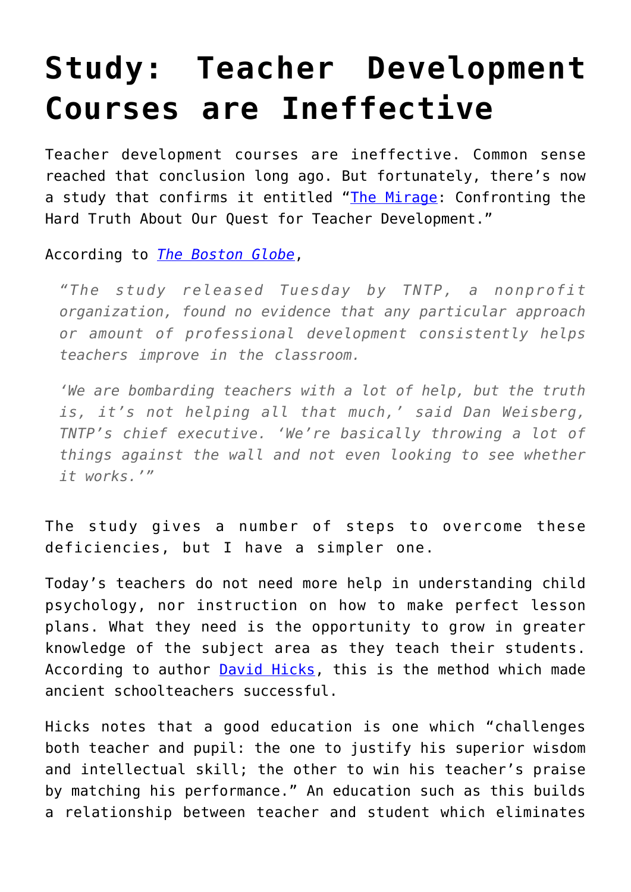# Study: Teacher Development Courses are Ineffective

Teacher development courses are ineffective. Common sense reached that conclusion long ago. But fortunately, there's now a study that confirms it entitled "The Mirage: Confronting the Hard Truth About Our Quest for Teacher Development."

According to *The Boston Globe*,

> *"The study released Tuesday by TNTP, a nonprofit organization, found no evidence that any particular approach or amount of professional development consistently helps teachers improve in the classroom.*
>
> *'We are bombarding teachers with a lot of help, but the truth is, it's not helping all that much,' said Dan Weisberg, TNTP's chief executive. 'We're basically throwing a lot of things against the wall and not even looking to see whether it works.'"*

The study gives a number of steps to overcome these deficiencies, but I have a simpler one.

Today's teachers do not need more help in understanding child psychology, nor instruction on how to make perfect lesson plans. What they need is the opportunity to grow in greater knowledge of the subject area as they teach their students. According to author David Hicks, this is the method which made ancient schoolteachers successful.

Hicks notes that a good education is one which "challenges both teacher and pupil: the one to justify his superior wisdom and intellectual skill; the other to win his teacher's praise by matching his performance." An education such as this builds a relationship between teacher and student which eliminates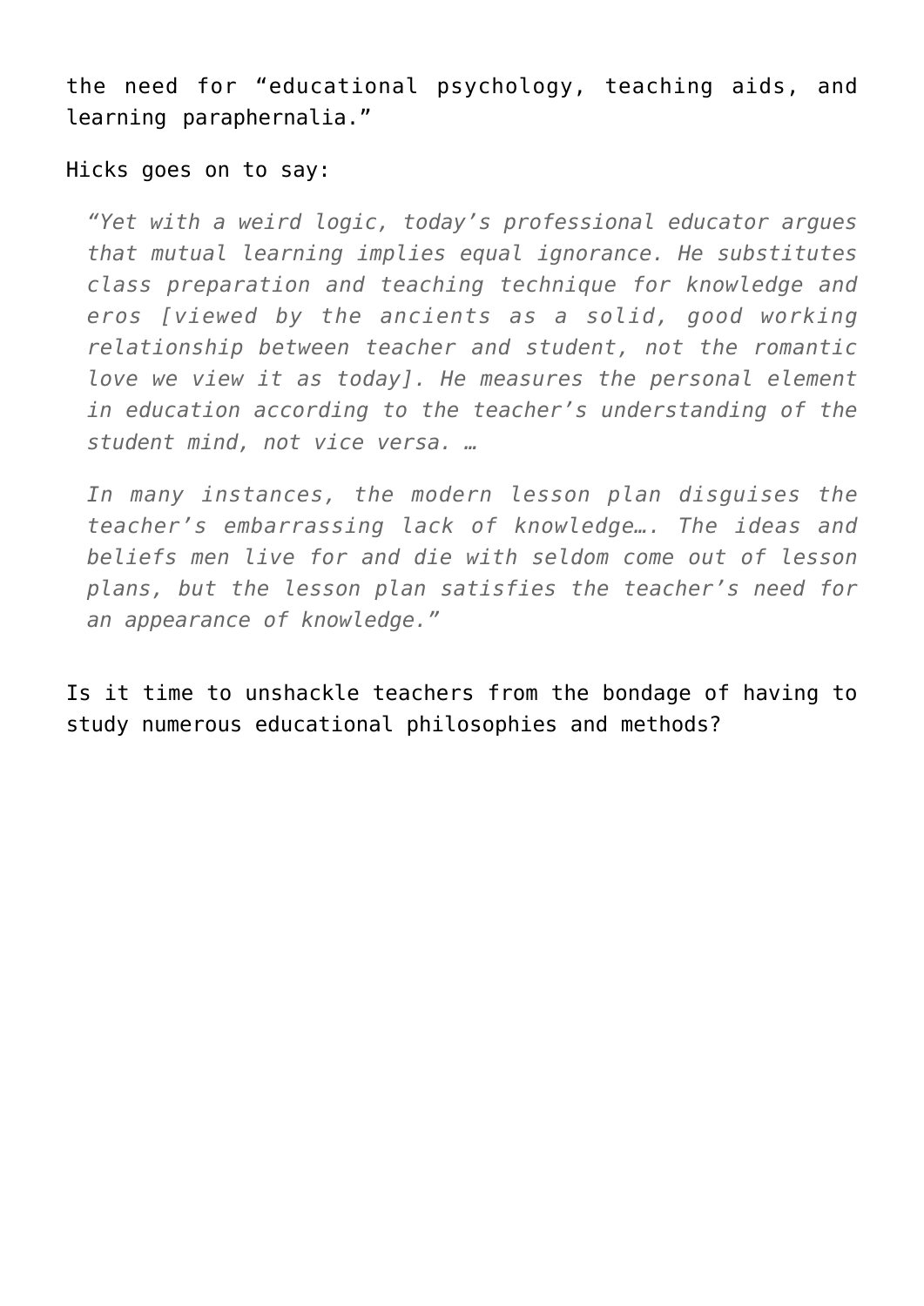the need for "educational psychology, teaching aids, and learning paraphernalia."

Hicks goes on to say:

> *"Yet with a weird logic, today's professional educator argues that mutual learning implies equal ignorance. He substitutes class preparation and teaching technique for knowledge and eros [viewed by the ancients as a solid, good working relationship between teacher and student, not the romantic love we view it as today]. He measures the personal element in education according to the teacher's understanding of the student mind, not vice versa. …*
>
> *In many instances, the modern lesson plan disguises the teacher's embarrassing lack of knowledge…. The ideas and beliefs men live for and die with seldom come out of lesson plans, but the lesson plan satisfies the teacher's need for an appearance of knowledge."*

Is it time to unshackle teachers from the bondage of having to study numerous educational philosophies and methods?